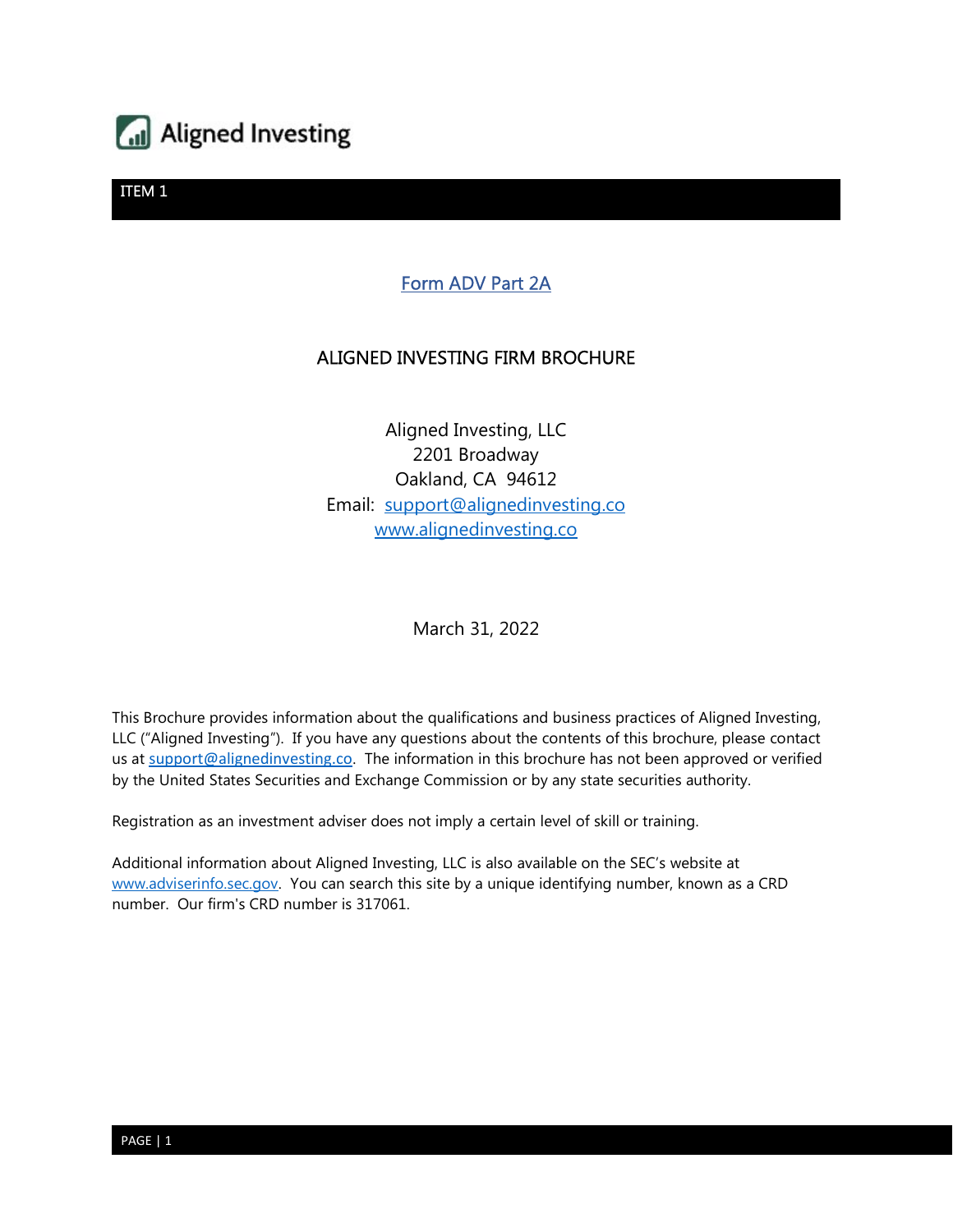Aligned Investing

ITEM 1

# Form ADV Part 2A

## ALIGNED INVESTING FIRM BROCHURE

Aligned Investing, LLC
2201 Broadway
Oakland, CA 94612
Email: support@alignedinvesting.co
www.alignedinvesting.co

March 31, 2022

This Brochure provides information about the qualifications and business practices of Aligned Investing, LLC ("Aligned Investing"). If you have any questions about the contents of this brochure, please contact us at support@alignedinvesting.co. The information in this brochure has not been approved or verified by the United States Securities and Exchange Commission or by any state securities authority.

Registration as an investment adviser does not imply a certain level of skill or training.

Additional information about Aligned Investing, LLC is also available on the SEC's website at www.adviserinfo.sec.gov. You can search this site by a unique identifying number, known as a CRD number. Our firm's CRD number is 317061.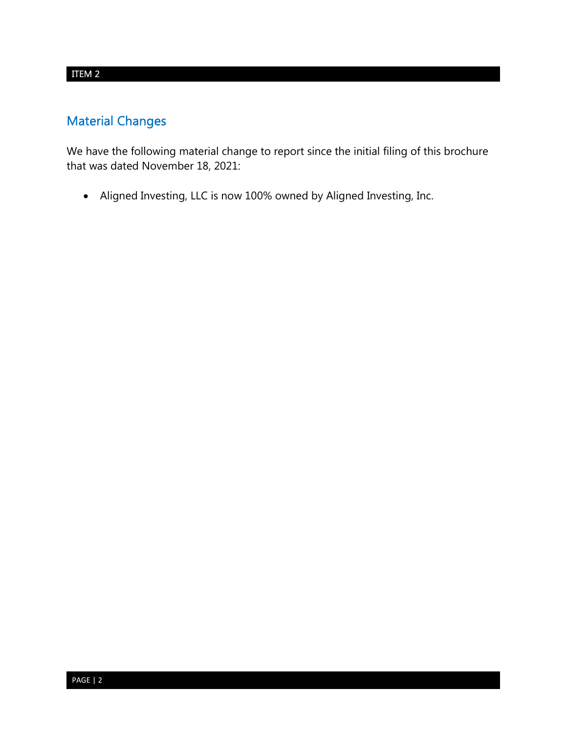ITEM 2

## Material Changes

We have the following material change to report since the initial filing of this brochure that was dated November 18, 2021:

- Aligned Investing, LLC is now 100% owned by Aligned Investing, Inc.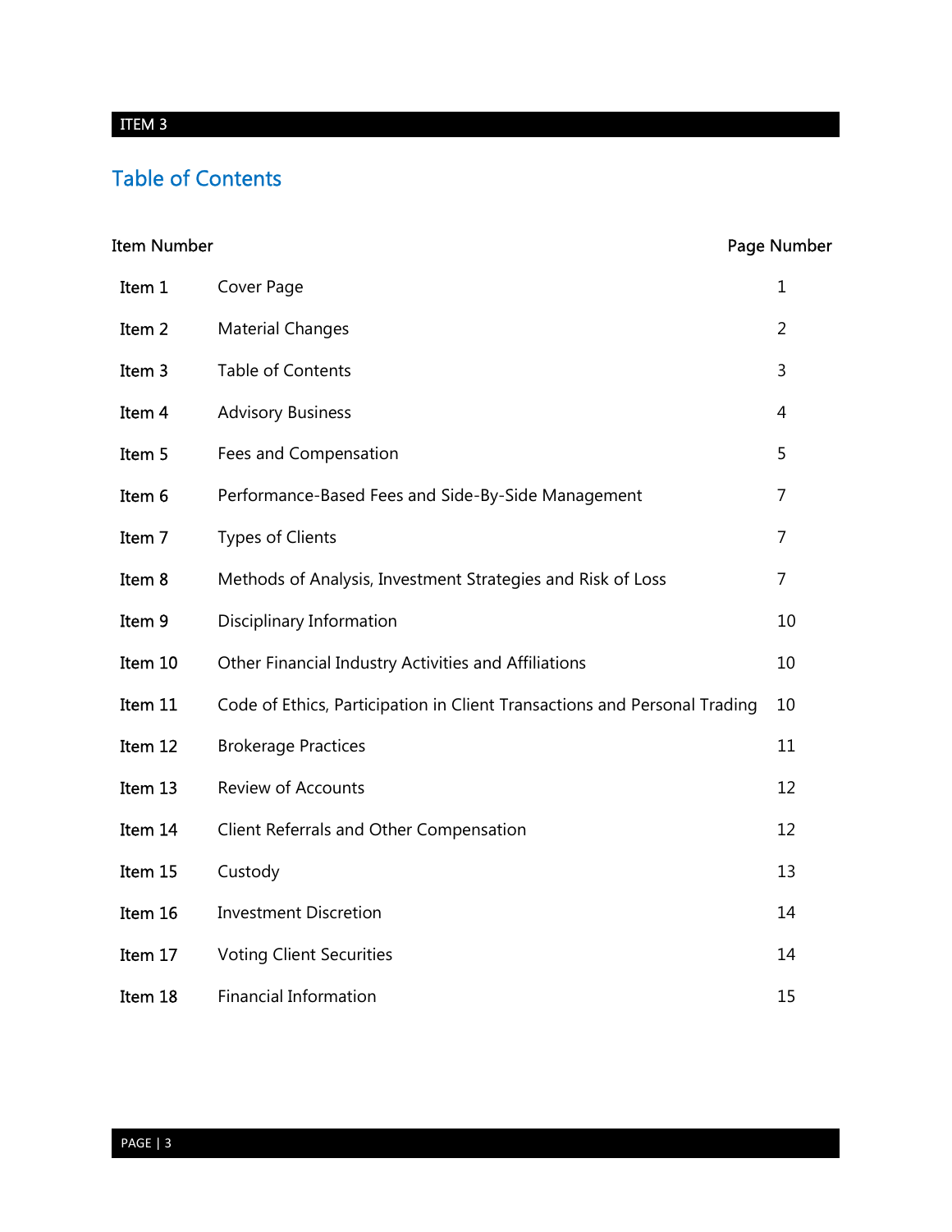ITEM 3

## Table of Contents

| Item Number | | Page Number |
|---|---|---|
| Item 1 | Cover Page | 1 |
| Item 2 | Material Changes | 2 |
| Item 3 | Table of Contents | 3 |
| Item 4 | Advisory Business | 4 |
| Item 5 | Fees and Compensation | 5 |
| Item 6 | Performance-Based Fees and Side-By-Side Management | 7 |
| Item 7 | Types of Clients | 7 |
| Item 8 | Methods of Analysis, Investment Strategies and Risk of Loss | 7 |
| Item 9 | Disciplinary Information | 10 |
| Item 10 | Other Financial Industry Activities and Affiliations | 10 |
| Item 11 | Code of Ethics, Participation in Client Transactions and Personal Trading | 10 |
| Item 12 | Brokerage Practices | 11 |
| Item 13 | Review of Accounts | 12 |
| Item 14 | Client Referrals and Other Compensation | 12 |
| Item 15 | Custody | 13 |
| Item 16 | Investment Discretion | 14 |
| Item 17 | Voting Client Securities | 14 |
| Item 18 | Financial Information | 15 |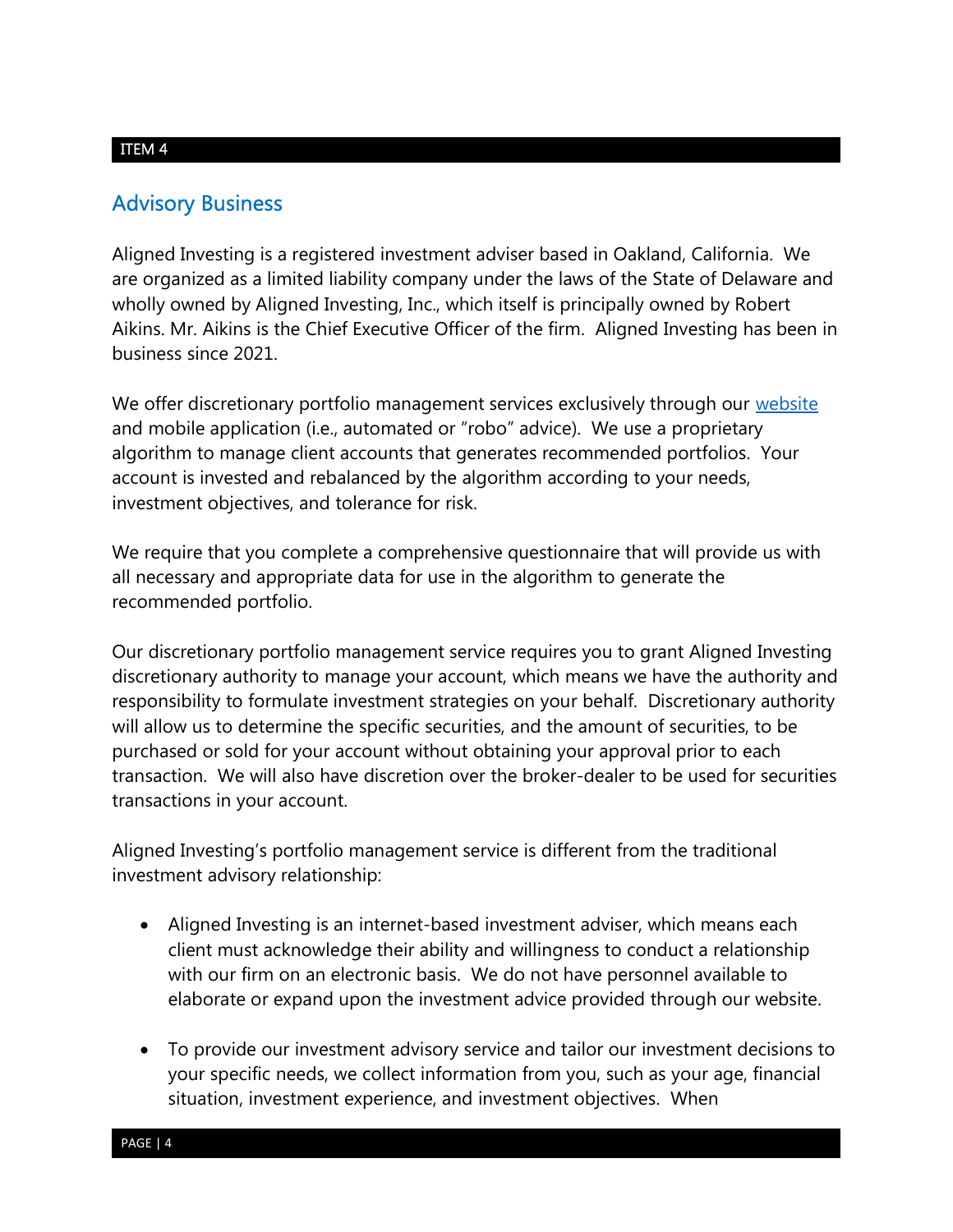ITEM 4

## Advisory Business

Aligned Investing is a registered investment adviser based in Oakland, California. We are organized as a limited liability company under the laws of the State of Delaware and wholly owned by Aligned Investing, Inc., which itself is principally owned by Robert Aikins. Mr. Aikins is the Chief Executive Officer of the firm. Aligned Investing has been in business since 2021.

We offer discretionary portfolio management services exclusively through our website and mobile application (i.e., automated or "robo" advice). We use a proprietary algorithm to manage client accounts that generates recommended portfolios. Your account is invested and rebalanced by the algorithm according to your needs, investment objectives, and tolerance for risk.

We require that you complete a comprehensive questionnaire that will provide us with all necessary and appropriate data for use in the algorithm to generate the recommended portfolio.

Our discretionary portfolio management service requires you to grant Aligned Investing discretionary authority to manage your account, which means we have the authority and responsibility to formulate investment strategies on your behalf. Discretionary authority will allow us to determine the specific securities, and the amount of securities, to be purchased or sold for your account without obtaining your approval prior to each transaction. We will also have discretion over the broker-dealer to be used for securities transactions in your account.

Aligned Investing's portfolio management service is different from the traditional investment advisory relationship:

- Aligned Investing is an internet-based investment adviser, which means each client must acknowledge their ability and willingness to conduct a relationship with our firm on an electronic basis. We do not have personnel available to elaborate or expand upon the investment advice provided through our website.
- To provide our investment advisory service and tailor our investment decisions to your specific needs, we collect information from you, such as your age, financial situation, investment experience, and investment objectives. When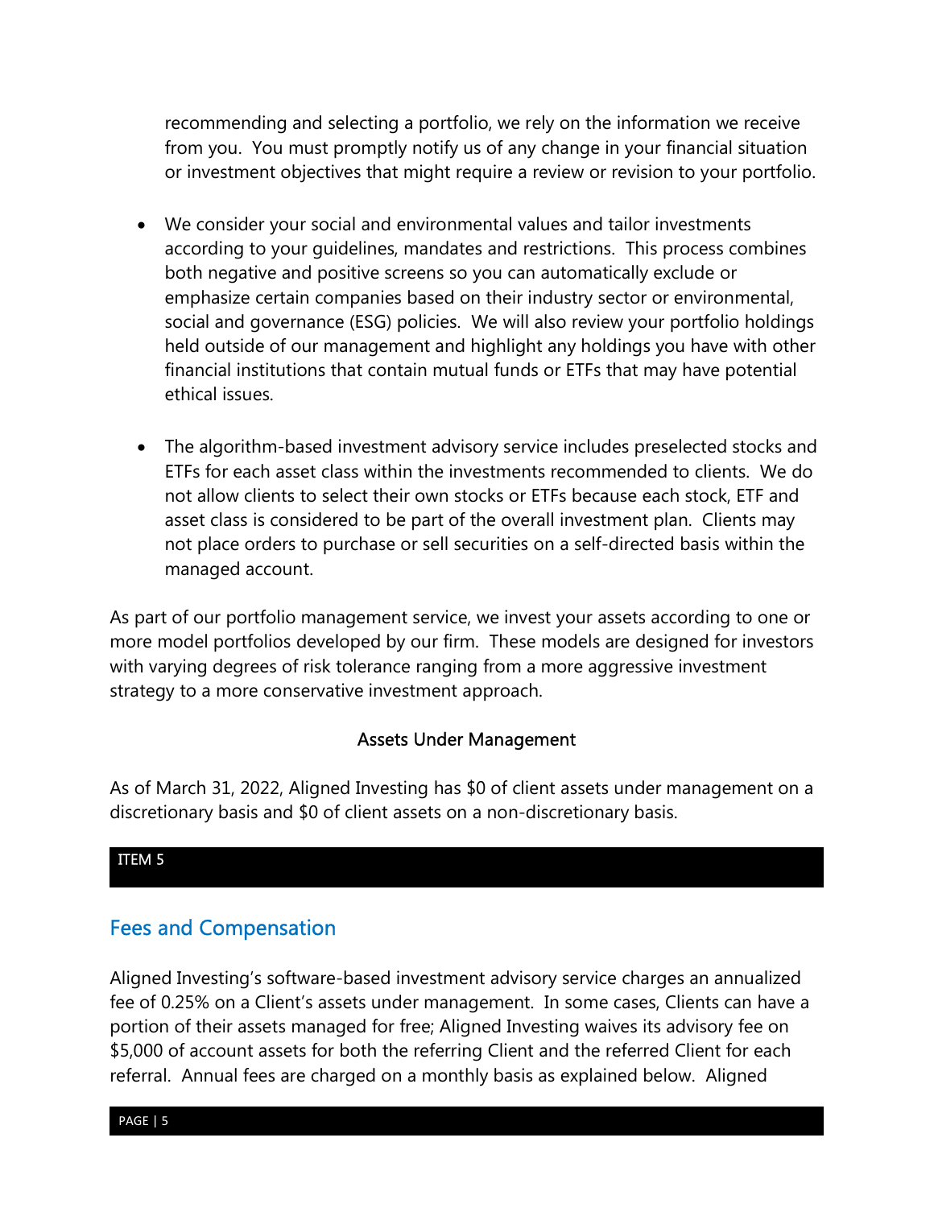recommending and selecting a portfolio, we rely on the information we receive from you. You must promptly notify us of any change in your financial situation or investment objectives that might require a review or revision to your portfolio.

- We consider your social and environmental values and tailor investments according to your guidelines, mandates and restrictions. This process combines both negative and positive screens so you can automatically exclude or emphasize certain companies based on their industry sector or environmental, social and governance (ESG) policies. We will also review your portfolio holdings held outside of our management and highlight any holdings you have with other financial institutions that contain mutual funds or ETFs that may have potential ethical issues.

- The algorithm-based investment advisory service includes preselected stocks and ETFs for each asset class within the investments recommended to clients. We do not allow clients to select their own stocks or ETFs because each stock, ETF and asset class is considered to be part of the overall investment plan. Clients may not place orders to purchase or sell securities on a self-directed basis within the managed account.

As part of our portfolio management service, we invest your assets according to one or more model portfolios developed by our firm. These models are designed for investors with varying degrees of risk tolerance ranging from a more aggressive investment strategy to a more conservative investment approach.

### Assets Under Management

As of March 31, 2022, Aligned Investing has $0 of client assets under management on a discretionary basis and $0 of client assets on a non-discretionary basis.

ITEM 5

## Fees and Compensation

Aligned Investing's software-based investment advisory service charges an annualized fee of 0.25% on a Client's assets under management. In some cases, Clients can have a portion of their assets managed for free; Aligned Investing waives its advisory fee on $5,000 of account assets for both the referring Client and the referred Client for each referral. Annual fees are charged on a monthly basis as explained below. Aligned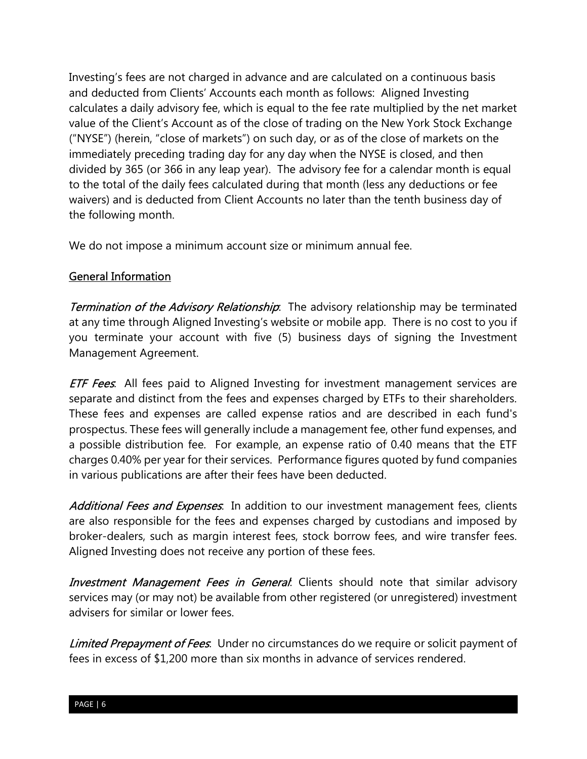Investing's fees are not charged in advance and are calculated on a continuous basis and deducted from Clients' Accounts each month as follows: Aligned Investing calculates a daily advisory fee, which is equal to the fee rate multiplied by the net market value of the Client's Account as of the close of trading on the New York Stock Exchange ("NYSE") (herein, "close of markets") on such day, or as of the close of markets on the immediately preceding trading day for any day when the NYSE is closed, and then divided by 365 (or 366 in any leap year). The advisory fee for a calendar month is equal to the total of the daily fees calculated during that month (less any deductions or fee waivers) and is deducted from Client Accounts no later than the tenth business day of the following month.

We do not impose a minimum account size or minimum annual fee.

## General Information

*Termination of the Advisory Relationship*: The advisory relationship may be terminated at any time through Aligned Investing's website or mobile app. There is no cost to you if you terminate your account with five (5) business days of signing the Investment Management Agreement.

*ETF Fees*: All fees paid to Aligned Investing for investment management services are separate and distinct from the fees and expenses charged by ETFs to their shareholders. These fees and expenses are called expense ratios and are described in each fund's prospectus. These fees will generally include a management fee, other fund expenses, and a possible distribution fee. For example, an expense ratio of 0.40 means that the ETF charges 0.40% per year for their services. Performance figures quoted by fund companies in various publications are after their fees have been deducted.

*Additional Fees and Expenses*: In addition to our investment management fees, clients are also responsible for the fees and expenses charged by custodians and imposed by broker-dealers, such as margin interest fees, stock borrow fees, and wire transfer fees. Aligned Investing does not receive any portion of these fees.

*Investment Management Fees in General*: Clients should note that similar advisory services may (or may not) be available from other registered (or unregistered) investment advisers for similar or lower fees.

*Limited Prepayment of Fees*: Under no circumstances do we require or solicit payment of fees in excess of $1,200 more than six months in advance of services rendered.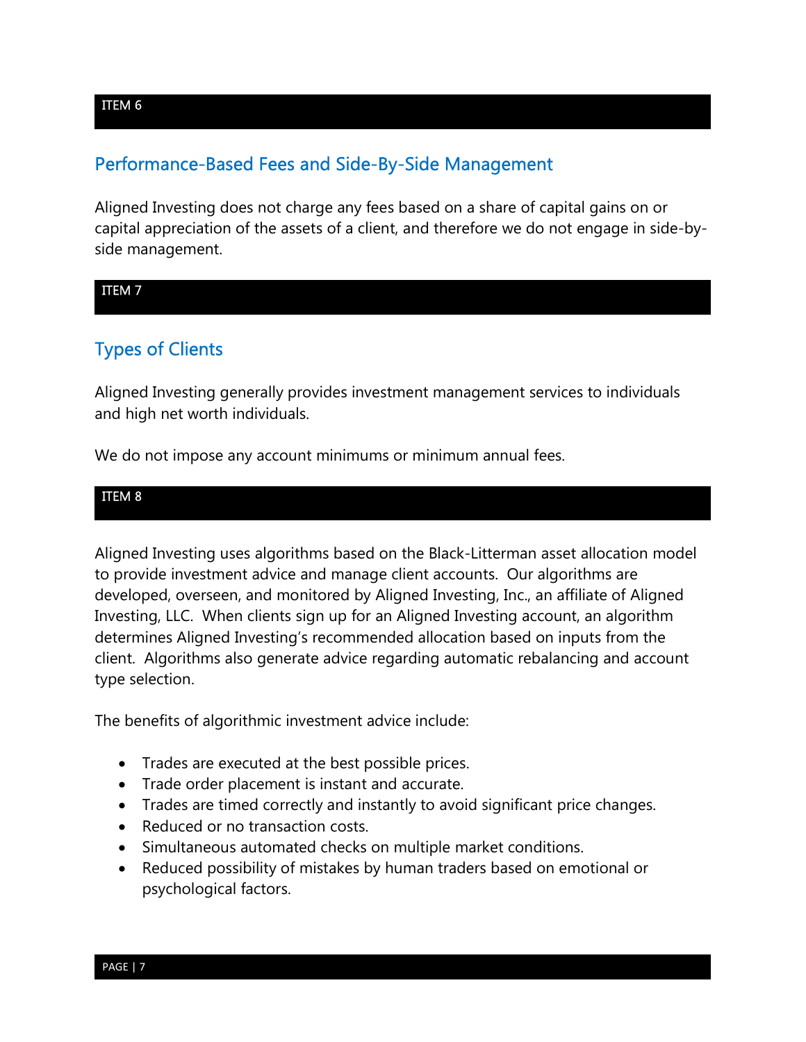## ITEM 6

## Performance-Based Fees and Side-By-Side Management

Aligned Investing does not charge any fees based on a share of capital gains on or capital appreciation of the assets of a client, and therefore we do not engage in side-by-side management.

## ITEM 7

## Types of Clients

Aligned Investing generally provides investment management services to individuals and high net worth individuals.

We do not impose any account minimums or minimum annual fees.

## ITEM 8

Aligned Investing uses algorithms based on the Black-Litterman asset allocation model to provide investment advice and manage client accounts. Our algorithms are developed, overseen, and monitored by Aligned Investing, Inc., an affiliate of Aligned Investing, LLC. When clients sign up for an Aligned Investing account, an algorithm determines Aligned Investing's recommended allocation based on inputs from the client. Algorithms also generate advice regarding automatic rebalancing and account type selection.

The benefits of algorithmic investment advice include:

- Trades are executed at the best possible prices.
- Trade order placement is instant and accurate.
- Trades are timed correctly and instantly to avoid significant price changes.
- Reduced or no transaction costs.
- Simultaneous automated checks on multiple market conditions.
- Reduced possibility of mistakes by human traders based on emotional or psychological factors.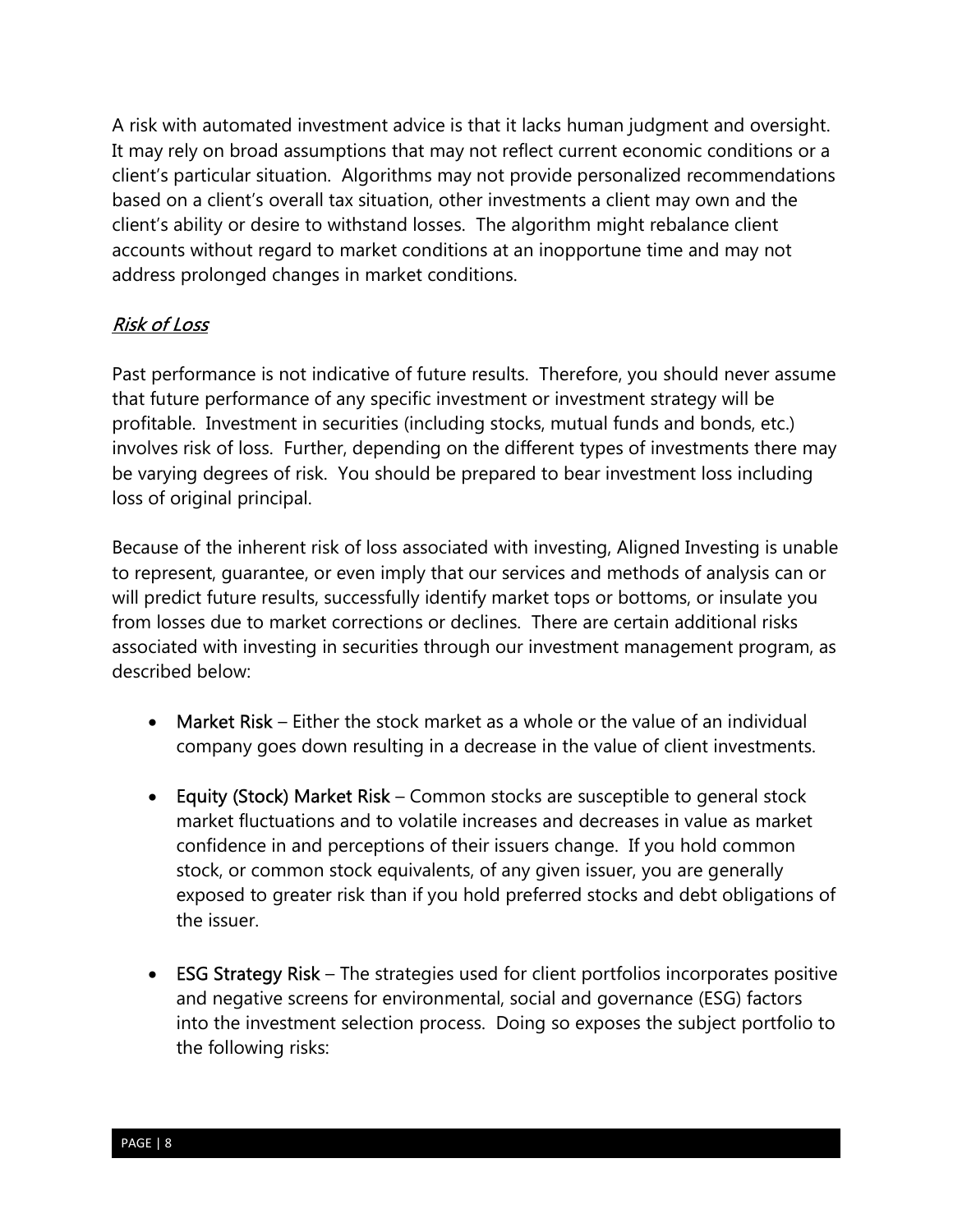A risk with automated investment advice is that it lacks human judgment and oversight. It may rely on broad assumptions that may not reflect current economic conditions or a client's particular situation. Algorithms may not provide personalized recommendations based on a client's overall tax situation, other investments a client may own and the client's ability or desire to withstand losses. The algorithm might rebalance client accounts without regard to market conditions at an inopportune time and may not address prolonged changes in market conditions.

### *Risk of Loss*

Past performance is not indicative of future results. Therefore, you should never assume that future performance of any specific investment or investment strategy will be profitable. Investment in securities (including stocks, mutual funds and bonds, etc.) involves risk of loss. Further, depending on the different types of investments there may be varying degrees of risk. You should be prepared to bear investment loss including loss of original principal.

Because of the inherent risk of loss associated with investing, Aligned Investing is unable to represent, guarantee, or even imply that our services and methods of analysis can or will predict future results, successfully identify market tops or bottoms, or insulate you from losses due to market corrections or declines. There are certain additional risks associated with investing in securities through our investment management program, as described below:

- **Market Risk** – Either the stock market as a whole or the value of an individual company goes down resulting in a decrease in the value of client investments.
- **Equity (Stock) Market Risk** – Common stocks are susceptible to general stock market fluctuations and to volatile increases and decreases in value as market confidence in and perceptions of their issuers change. If you hold common stock, or common stock equivalents, of any given issuer, you are generally exposed to greater risk than if you hold preferred stocks and debt obligations of the issuer.
- **ESG Strategy Risk** – The strategies used for client portfolios incorporates positive and negative screens for environmental, social and governance (ESG) factors into the investment selection process. Doing so exposes the subject portfolio to the following risks: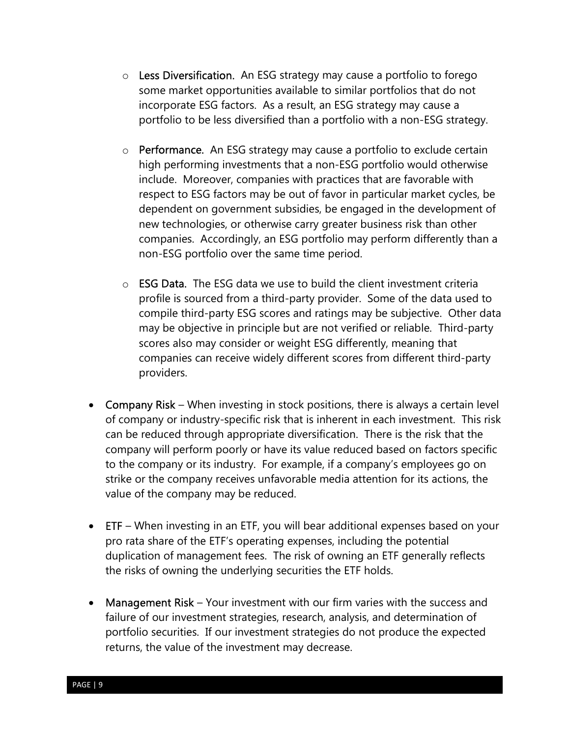- **Less Diversification.** An ESG strategy may cause a portfolio to forego some market opportunities available to similar portfolios that do not incorporate ESG factors. As a result, an ESG strategy may cause a portfolio to be less diversified than a portfolio with a non-ESG strategy.

- **Performance.** An ESG strategy may cause a portfolio to exclude certain high performing investments that a non-ESG portfolio would otherwise include. Moreover, companies with practices that are favorable with respect to ESG factors may be out of favor in particular market cycles, be dependent on government subsidies, be engaged in the development of new technologies, or otherwise carry greater business risk than other companies. Accordingly, an ESG portfolio may perform differently than a non-ESG portfolio over the same time period.

- **ESG Data.** The ESG data we use to build the client investment criteria profile is sourced from a third-party provider. Some of the data used to compile third-party ESG scores and ratings may be subjective. Other data may be objective in principle but are not verified or reliable. Third-party scores also may consider or weight ESG differently, meaning that companies can receive widely different scores from different third-party providers.

- **Company Risk** – When investing in stock positions, there is always a certain level of company or industry-specific risk that is inherent in each investment. This risk can be reduced through appropriate diversification. There is the risk that the company will perform poorly or have its value reduced based on factors specific to the company or its industry. For example, if a company's employees go on strike or the company receives unfavorable media attention for its actions, the value of the company may be reduced.

- **ETF** – When investing in an ETF, you will bear additional expenses based on your pro rata share of the ETF's operating expenses, including the potential duplication of management fees. The risk of owning an ETF generally reflects the risks of owning the underlying securities the ETF holds.

- **Management Risk** – Your investment with our firm varies with the success and failure of our investment strategies, research, analysis, and determination of portfolio securities. If our investment strategies do not produce the expected returns, the value of the investment may decrease.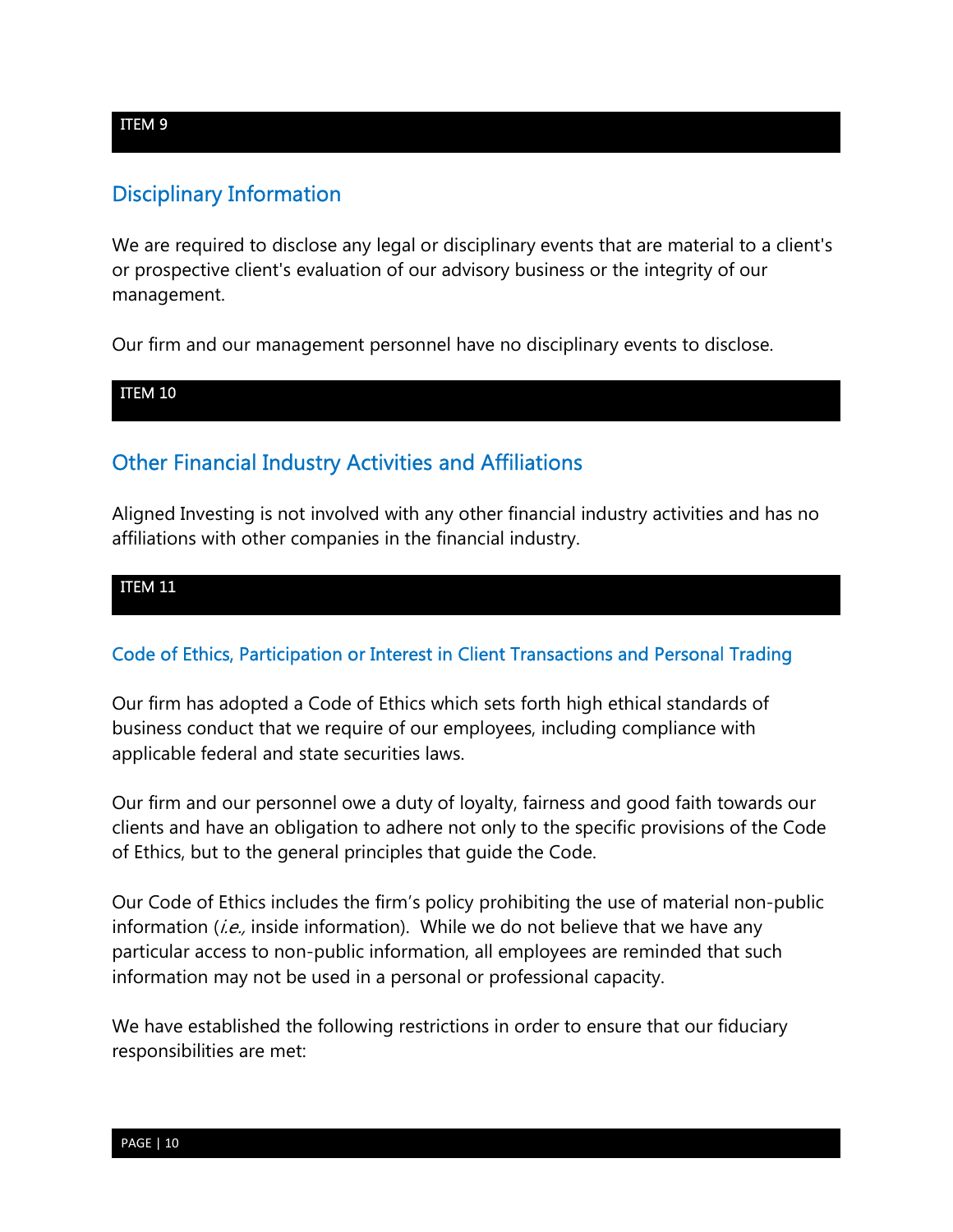ITEM 9

## Disciplinary Information

We are required to disclose any legal or disciplinary events that are material to a client's or prospective client's evaluation of our advisory business or the integrity of our management.

Our firm and our management personnel have no disciplinary events to disclose.

ITEM 10

## Other Financial Industry Activities and Affiliations

Aligned Investing is not involved with any other financial industry activities and has no affiliations with other companies in the financial industry.

ITEM 11

### Code of Ethics, Participation or Interest in Client Transactions and Personal Trading

Our firm has adopted a Code of Ethics which sets forth high ethical standards of business conduct that we require of our employees, including compliance with applicable federal and state securities laws.

Our firm and our personnel owe a duty of loyalty, fairness and good faith towards our clients and have an obligation to adhere not only to the specific provisions of the Code of Ethics, but to the general principles that guide the Code.

Our Code of Ethics includes the firm's policy prohibiting the use of material non-public information (*i.e.,* inside information). While we do not believe that we have any particular access to non-public information, all employees are reminded that such information may not be used in a personal or professional capacity.

We have established the following restrictions in order to ensure that our fiduciary responsibilities are met: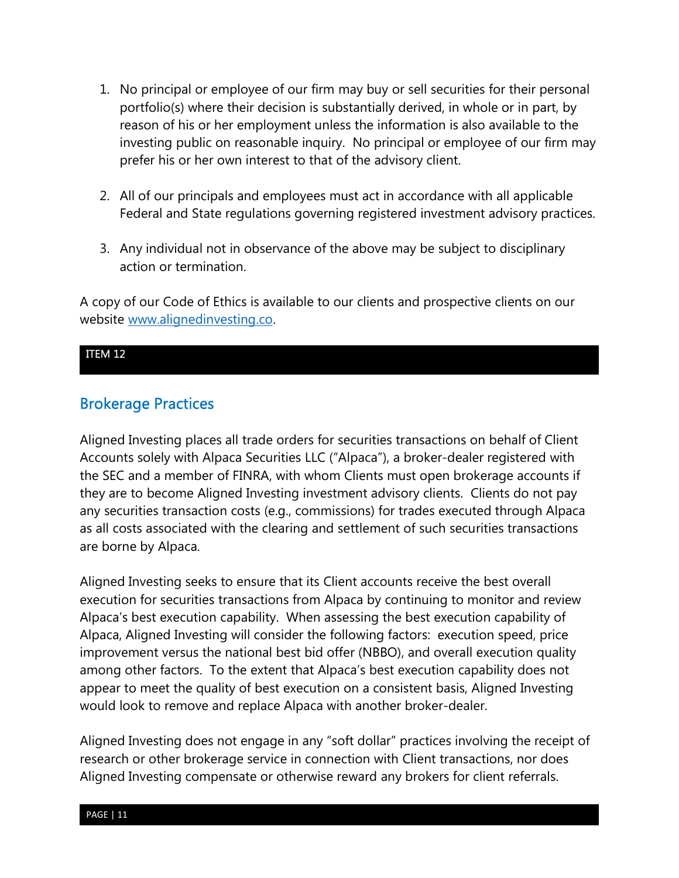1. No principal or employee of our firm may buy or sell securities for their personal portfolio(s) where their decision is substantially derived, in whole or in part, by reason of his or her employment unless the information is also available to the investing public on reasonable inquiry. No principal or employee of our firm may prefer his or her own interest to that of the advisory client.

2. All of our principals and employees must act in accordance with all applicable Federal and State regulations governing registered investment advisory practices.

3. Any individual not in observance of the above may be subject to disciplinary action or termination.

A copy of our Code of Ethics is available to our clients and prospective clients on our website [www.alignedinvesting.co](http://www.alignedinvesting.co).

ITEM 12

## Brokerage Practices

Aligned Investing places all trade orders for securities transactions on behalf of Client Accounts solely with Alpaca Securities LLC ("Alpaca"), a broker-dealer registered with the SEC and a member of FINRA, with whom Clients must open brokerage accounts if they are to become Aligned Investing investment advisory clients. Clients do not pay any securities transaction costs (e.g., commissions) for trades executed through Alpaca as all costs associated with the clearing and settlement of such securities transactions are borne by Alpaca.

Aligned Investing seeks to ensure that its Client accounts receive the best overall execution for securities transactions from Alpaca by continuing to monitor and review Alpaca's best execution capability. When assessing the best execution capability of Alpaca, Aligned Investing will consider the following factors: execution speed, price improvement versus the national best bid offer (NBBO), and overall execution quality among other factors. To the extent that Alpaca's best execution capability does not appear to meet the quality of best execution on a consistent basis, Aligned Investing would look to remove and replace Alpaca with another broker-dealer.

Aligned Investing does not engage in any "soft dollar" practices involving the receipt of research or other brokerage service in connection with Client transactions, nor does Aligned Investing compensate or otherwise reward any brokers for client referrals.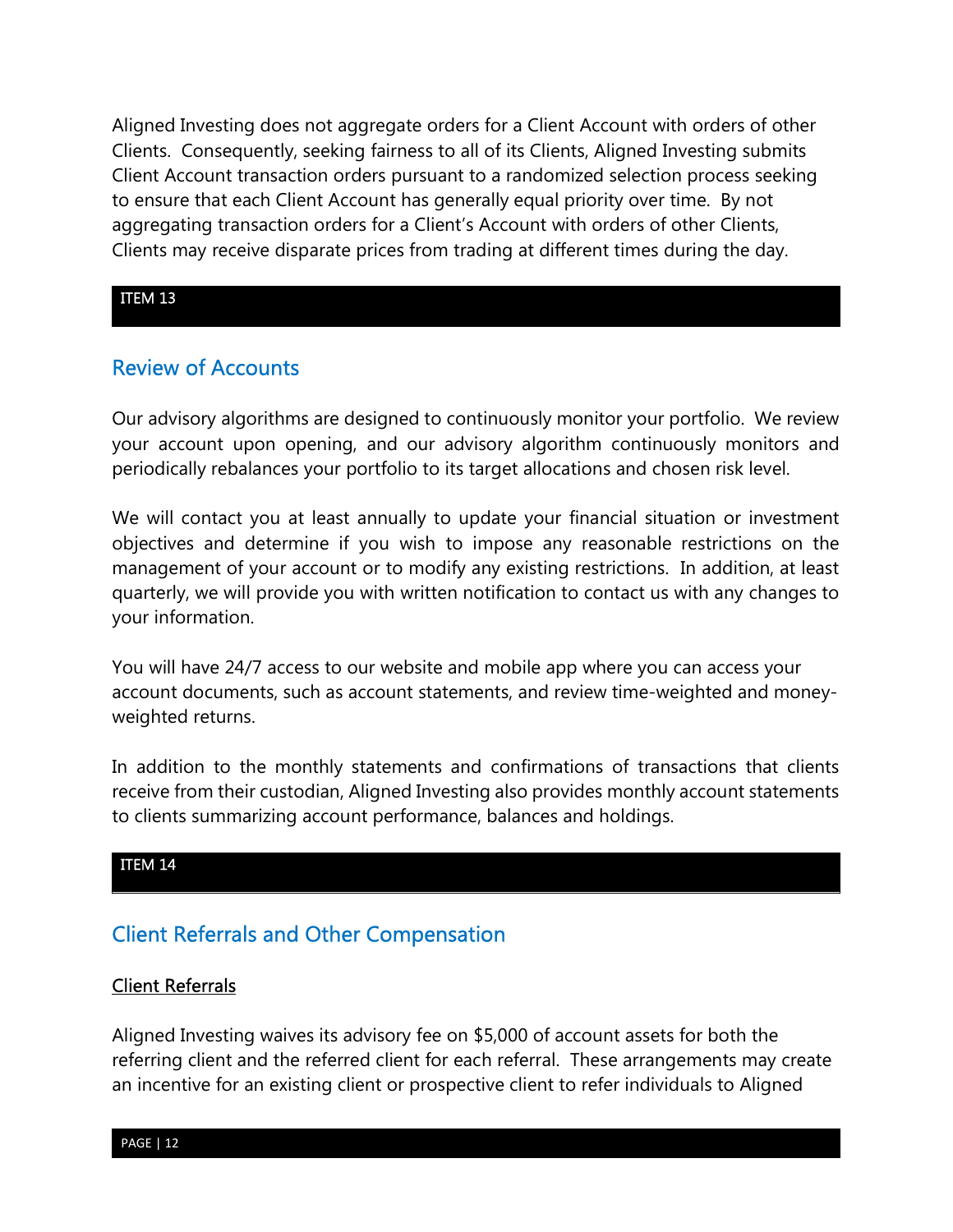Aligned Investing does not aggregate orders for a Client Account with orders of other Clients. Consequently, seeking fairness to all of its Clients, Aligned Investing submits Client Account transaction orders pursuant to a randomized selection process seeking to ensure that each Client Account has generally equal priority over time. By not aggregating transaction orders for a Client's Account with orders of other Clients, Clients may receive disparate prices from trading at different times during the day.

ITEM 13

## Review of Accounts

Our advisory algorithms are designed to continuously monitor your portfolio. We review your account upon opening, and our advisory algorithm continuously monitors and periodically rebalances your portfolio to its target allocations and chosen risk level.

We will contact you at least annually to update your financial situation or investment objectives and determine if you wish to impose any reasonable restrictions on the management of your account or to modify any existing restrictions. In addition, at least quarterly, we will provide you with written notification to contact us with any changes to your information.

You will have 24/7 access to our website and mobile app where you can access your account documents, such as account statements, and review time-weighted and money-weighted returns.

In addition to the monthly statements and confirmations of transactions that clients receive from their custodian, Aligned Investing also provides monthly account statements to clients summarizing account performance, balances and holdings.

ITEM 14

## Client Referrals and Other Compensation

<u>Client Referrals</u>

Aligned Investing waives its advisory fee on $5,000 of account assets for both the referring client and the referred client for each referral. These arrangements may create an incentive for an existing client or prospective client to refer individuals to Aligned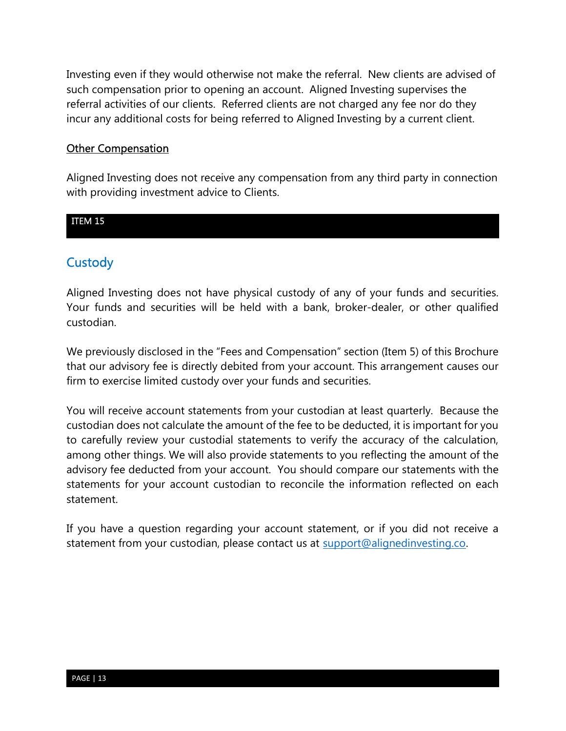Investing even if they would otherwise not make the referral. New clients are advised of such compensation prior to opening an account. Aligned Investing supervises the referral activities of our clients. Referred clients are not charged any fee nor do they incur any additional costs for being referred to Aligned Investing by a current client.

### Other Compensation

Aligned Investing does not receive any compensation from any third party in connection with providing investment advice to Clients.

ITEM 15

## Custody

Aligned Investing does not have physical custody of any of your funds and securities. Your funds and securities will be held with a bank, broker-dealer, or other qualified custodian.

We previously disclosed in the "Fees and Compensation" section (Item 5) of this Brochure that our advisory fee is directly debited from your account. This arrangement causes our firm to exercise limited custody over your funds and securities.

You will receive account statements from your custodian at least quarterly. Because the custodian does not calculate the amount of the fee to be deducted, it is important for you to carefully review your custodial statements to verify the accuracy of the calculation, among other things. We will also provide statements to you reflecting the amount of the advisory fee deducted from your account. You should compare our statements with the statements for your account custodian to reconcile the information reflected on each statement.

If you have a question regarding your account statement, or if you did not receive a statement from your custodian, please contact us at support@alignedinvesting.co.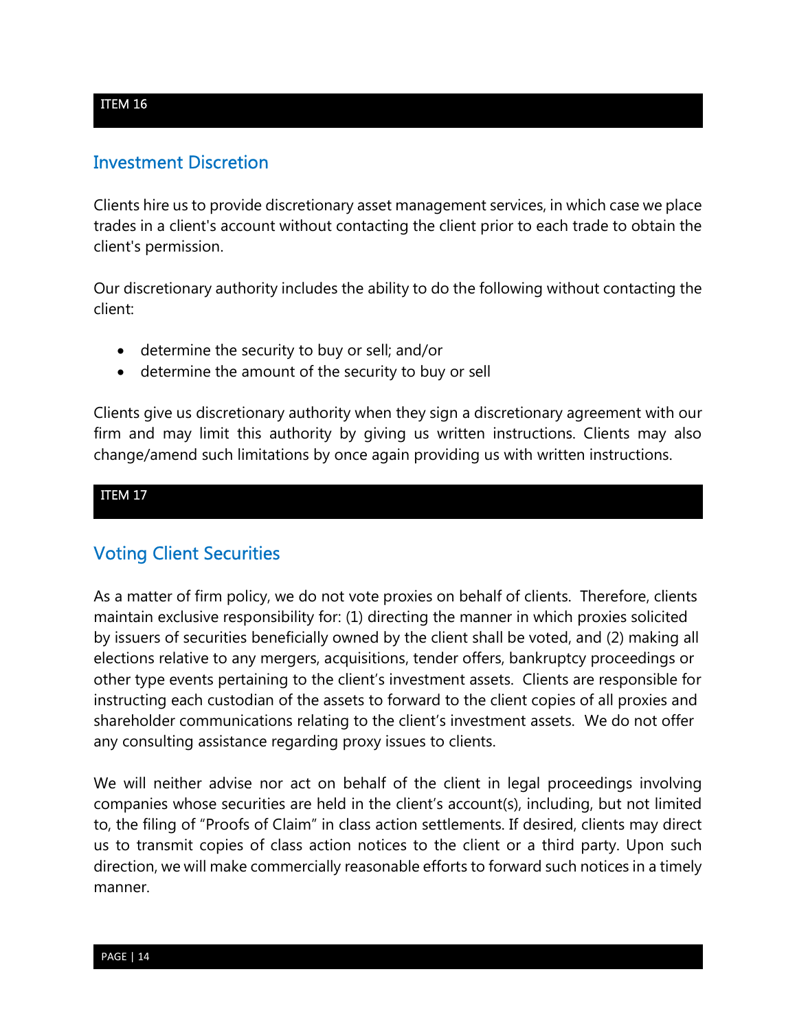ITEM 16

## Investment Discretion

Clients hire us to provide discretionary asset management services, in which case we place trades in a client's account without contacting the client prior to each trade to obtain the client's permission.

Our discretionary authority includes the ability to do the following without contacting the client:

- determine the security to buy or sell; and/or
- determine the amount of the security to buy or sell

Clients give us discretionary authority when they sign a discretionary agreement with our firm and may limit this authority by giving us written instructions. Clients may also change/amend such limitations by once again providing us with written instructions.

ITEM 17

## Voting Client Securities

As a matter of firm policy, we do not vote proxies on behalf of clients. Therefore, clients maintain exclusive responsibility for: (1) directing the manner in which proxies solicited by issuers of securities beneficially owned by the client shall be voted, and (2) making all elections relative to any mergers, acquisitions, tender offers, bankruptcy proceedings or other type events pertaining to the client's investment assets. Clients are responsible for instructing each custodian of the assets to forward to the client copies of all proxies and shareholder communications relating to the client's investment assets. We do not offer any consulting assistance regarding proxy issues to clients.

We will neither advise nor act on behalf of the client in legal proceedings involving companies whose securities are held in the client's account(s), including, but not limited to, the filing of "Proofs of Claim" in class action settlements. If desired, clients may direct us to transmit copies of class action notices to the client or a third party. Upon such direction, we will make commercially reasonable efforts to forward such notices in a timely manner.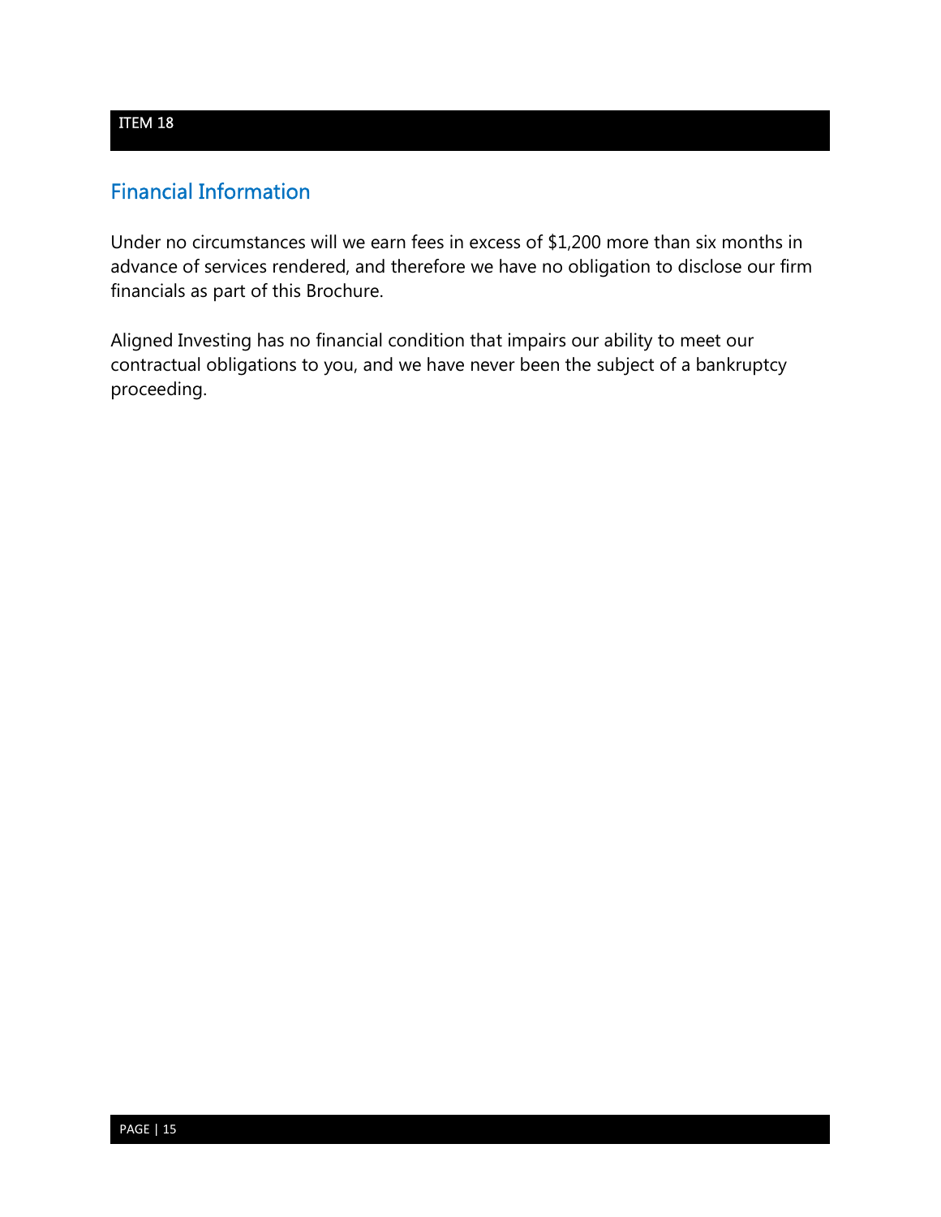ITEM 18

## Financial Information

Under no circumstances will we earn fees in excess of $1,200 more than six months in advance of services rendered, and therefore we have no obligation to disclose our firm financials as part of this Brochure.

Aligned Investing has no financial condition that impairs our ability to meet our contractual obligations to you, and we have never been the subject of a bankruptcy proceeding.